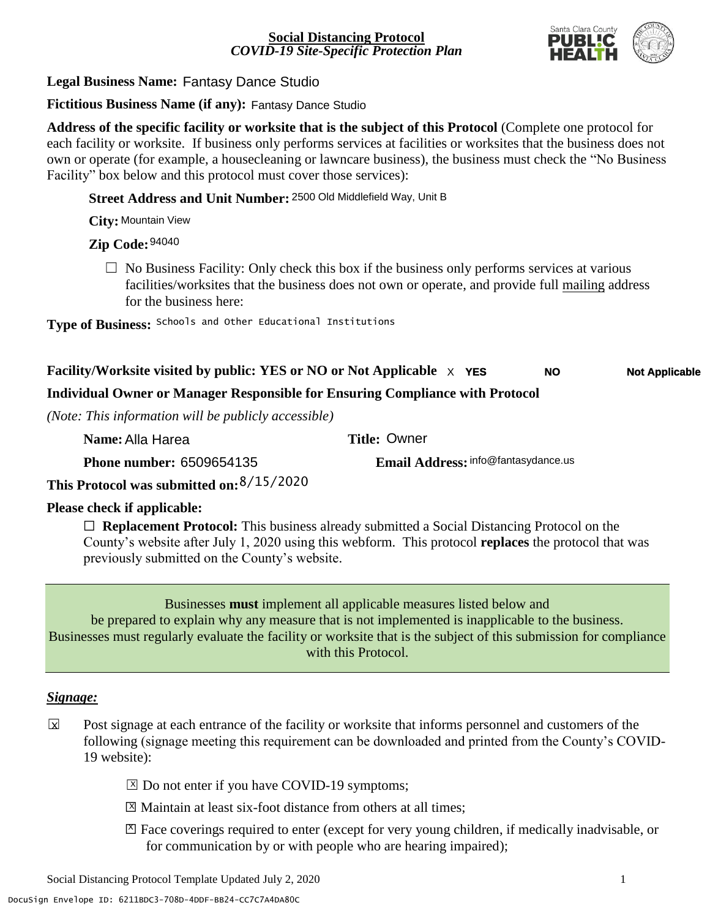**Social Distancing Protocol**
*COVID-19 Site-Specific Protection Plan*

**Legal Business Name:** Fantasy Dance Studio

**Fictitious Business Name (if any):** Fantasy Dance Studio

**Address of the specific facility or worksite that is the subject of this Protocol** (Complete one protocol for each facility or worksite. If business only performs services at facilities or worksites that the business does not own or operate (for example, a housecleaning or lawncare business), the business must check the "No Business Facility" box below and this protocol must cover those services):

**Street Address and Unit Number:** 2500 Old Middlefield Way, Unit B

**City:** Mountain View

**Zip Code:** 94040

☐ No Business Facility: Only check this box if the business only performs services at various facilities/worksites that the business does not own or operate, and provide full mailing address for the business here:

**Type of Business:** Schools and Other Educational Institutions

**Facility/Worksite visited by public: YES or NO or Not Applicable** X **YES** **NO** **Not Applicable**

**Individual Owner or Manager Responsible for Ensuring Compliance with Protocol**

*(Note: This information will be publicly accessible)*

**Name:** Alla Harea **Title:** Owner

**Phone number:** 6509654135 **Email Address:** info@fantasydance.us

**This Protocol was submitted on:** 8/15/2020

**Please check if applicable:**

☐ **Replacement Protocol:** This business already submitted a Social Distancing Protocol on the County's website after July 1, 2020 using this webform. This protocol **replaces** the protocol that was previously submitted on the County's website.

Businesses **must** implement all applicable measures listed below and be prepared to explain why any measure that is not implemented is inapplicable to the business. Businesses must regularly evaluate the facility or worksite that is the subject of this submission for compliance with this Protocol.

***Signage:***

☒ Post signage at each entrance of the facility or worksite that informs personnel and customers of the following (signage meeting this requirement can be downloaded and printed from the County's COVID-19 website):

- ☒ Do not enter if you have COVID-19 symptoms;
- ☒ Maintain at least six-foot distance from others at all times;
- ☒ Face coverings required to enter (except for very young children, if medically inadvisable, or for communication by or with people who are hearing impaired);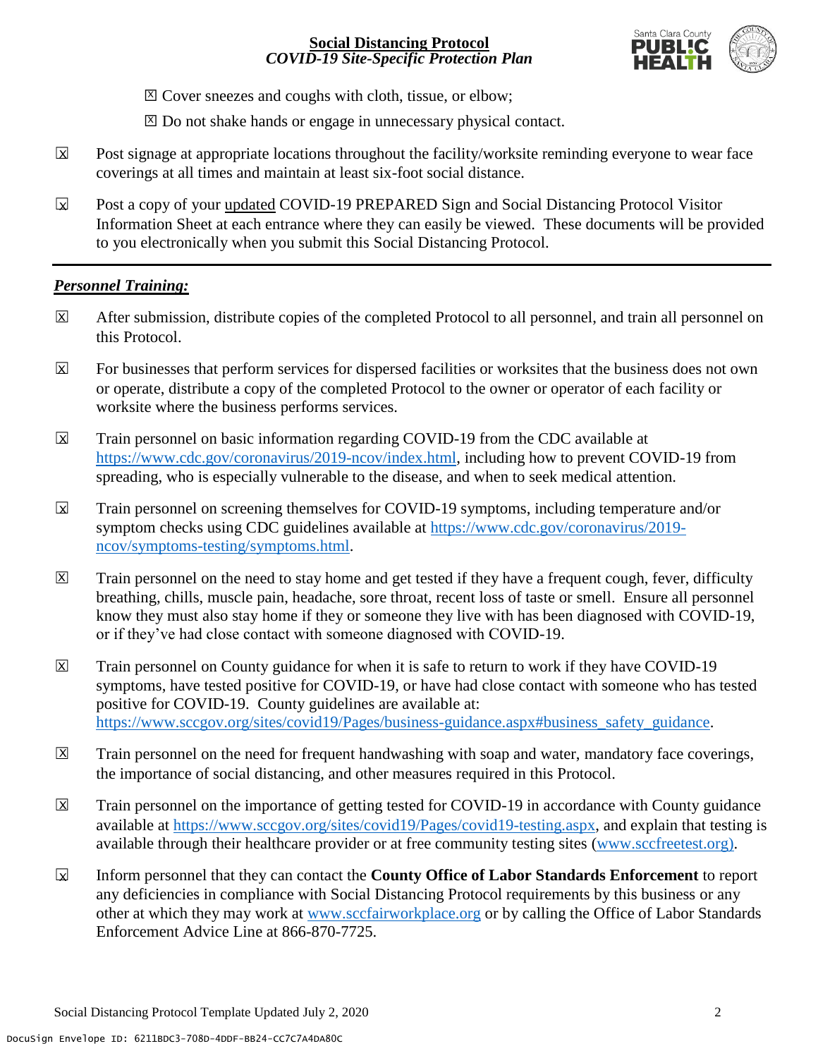☒ Cover sneezes and coughs with cloth, tissue, or elbow;

☒ Do not shake hands or engage in unnecessary physical contact.

☒ Post signage at appropriate locations throughout the facility/worksite reminding everyone to wear face coverings at all times and maintain at least six-foot social distance.

☒ Post a copy of your updated COVID-19 PREPARED Sign and Social Distancing Protocol Visitor Information Sheet at each entrance where they can easily be viewed. These documents will be provided to you electronically when you submit this Social Distancing Protocol.

---

***Personnel Training:***

☒ After submission, distribute copies of the completed Protocol to all personnel, and train all personnel on this Protocol.

☒ For businesses that perform services for dispersed facilities or worksites that the business does not own or operate, distribute a copy of the completed Protocol to the owner or operator of each facility or worksite where the business performs services.

☒ Train personnel on basic information regarding COVID-19 from the CDC available at https://www.cdc.gov/coronavirus/2019-ncov/index.html, including how to prevent COVID-19 from spreading, who is especially vulnerable to the disease, and when to seek medical attention.

☒ Train personnel on screening themselves for COVID-19 symptoms, including temperature and/or symptom checks using CDC guidelines available at https://www.cdc.gov/coronavirus/2019-ncov/symptoms-testing/symptoms.html.

☒ Train personnel on the need to stay home and get tested if they have a frequent cough, fever, difficulty breathing, chills, muscle pain, headache, sore throat, recent loss of taste or smell. Ensure all personnel know they must also stay home if they or someone they live with has been diagnosed with COVID-19, or if they've had close contact with someone diagnosed with COVID-19.

☒ Train personnel on County guidance for when it is safe to return to work if they have COVID-19 symptoms, have tested positive for COVID-19, or have had close contact with someone who has tested positive for COVID-19. County guidelines are available at: https://www.sccgov.org/sites/covid19/Pages/business-guidance.aspx#business_safety_guidance.

☒ Train personnel on the need for frequent handwashing with soap and water, mandatory face coverings, the importance of social distancing, and other measures required in this Protocol.

☒ Train personnel on the importance of getting tested for COVID-19 in accordance with County guidance available at https://www.sccgov.org/sites/covid19/Pages/covid19-testing.aspx, and explain that testing is available through their healthcare provider or at free community testing sites (www.sccfreetest.org).

☒ Inform personnel that they can contact the **County Office of Labor Standards Enforcement** to report any deficiencies in compliance with Social Distancing Protocol requirements by this business or any other at which they may work at www.sccfairworkplace.org or by calling the Office of Labor Standards Enforcement Advice Line at 866-870-7725.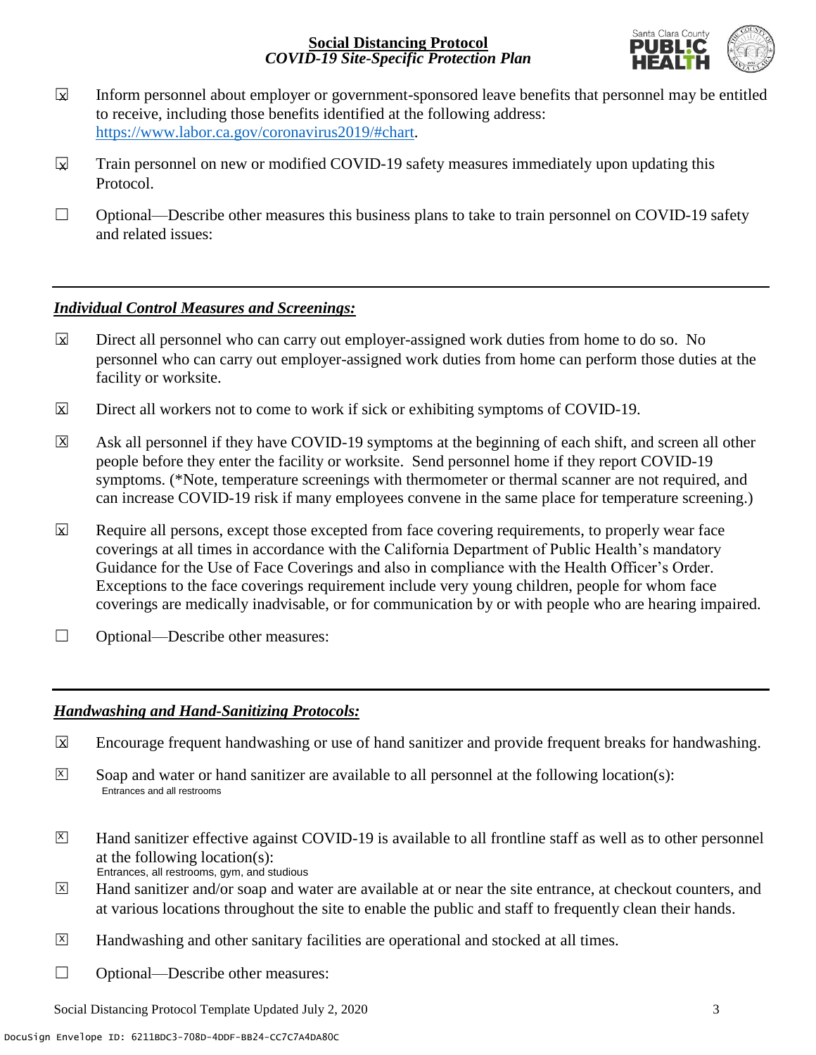- ☒ Inform personnel about employer or government-sponsored leave benefits that personnel may be entitled to receive, including those benefits identified at the following address: https://www.labor.ca.gov/coronavirus2019/#chart.

- ☒ Train personnel on new or modified COVID-19 safety measures immediately upon updating this Protocol.

- ☐ Optional—Describe other measures this business plans to take to train personnel on COVID-19 safety and related issues:

---

## *Individual Control Measures and Screenings:*

- ☒ Direct all personnel who can carry out employer-assigned work duties from home to do so. No personnel who can carry out employer-assigned work duties from home can perform those duties at the facility or worksite.

- ☒ Direct all workers not to come to work if sick or exhibiting symptoms of COVID-19.

- ☒ Ask all personnel if they have COVID-19 symptoms at the beginning of each shift, and screen all other people before they enter the facility or worksite. Send personnel home if they report COVID-19 symptoms. (*Note, temperature screenings with thermometer or thermal scanner are not required, and can increase COVID-19 risk if many employees convene in the same place for temperature screening.)

- ☒ Require all persons, except those excepted from face covering requirements, to properly wear face coverings at all times in accordance with the California Department of Public Health's mandatory Guidance for the Use of Face Coverings and also in compliance with the Health Officer's Order. Exceptions to the face coverings requirement include very young children, people for whom face coverings are medically inadvisable, or for communication by or with people who are hearing impaired.

- ☐ Optional—Describe other measures:

---

## *Handwashing and Hand-Sanitizing Protocols:*

- ☒ Encourage frequent handwashing or use of hand sanitizer and provide frequent breaks for handwashing.

- ☒ Soap and water or hand sanitizer are available to all personnel at the following location(s):
  Entrances and all restrooms

- ☒ Hand sanitizer effective against COVID-19 is available to all frontline staff as well as to other personnel at the following location(s):
  Entrances, all restrooms, gym, and studious

- ☒ Hand sanitizer and/or soap and water are available at or near the site entrance, at checkout counters, and at various locations throughout the site to enable the public and staff to frequently clean their hands.

- ☒ Handwashing and other sanitary facilities are operational and stocked at all times.

- ☐ Optional—Describe other measures: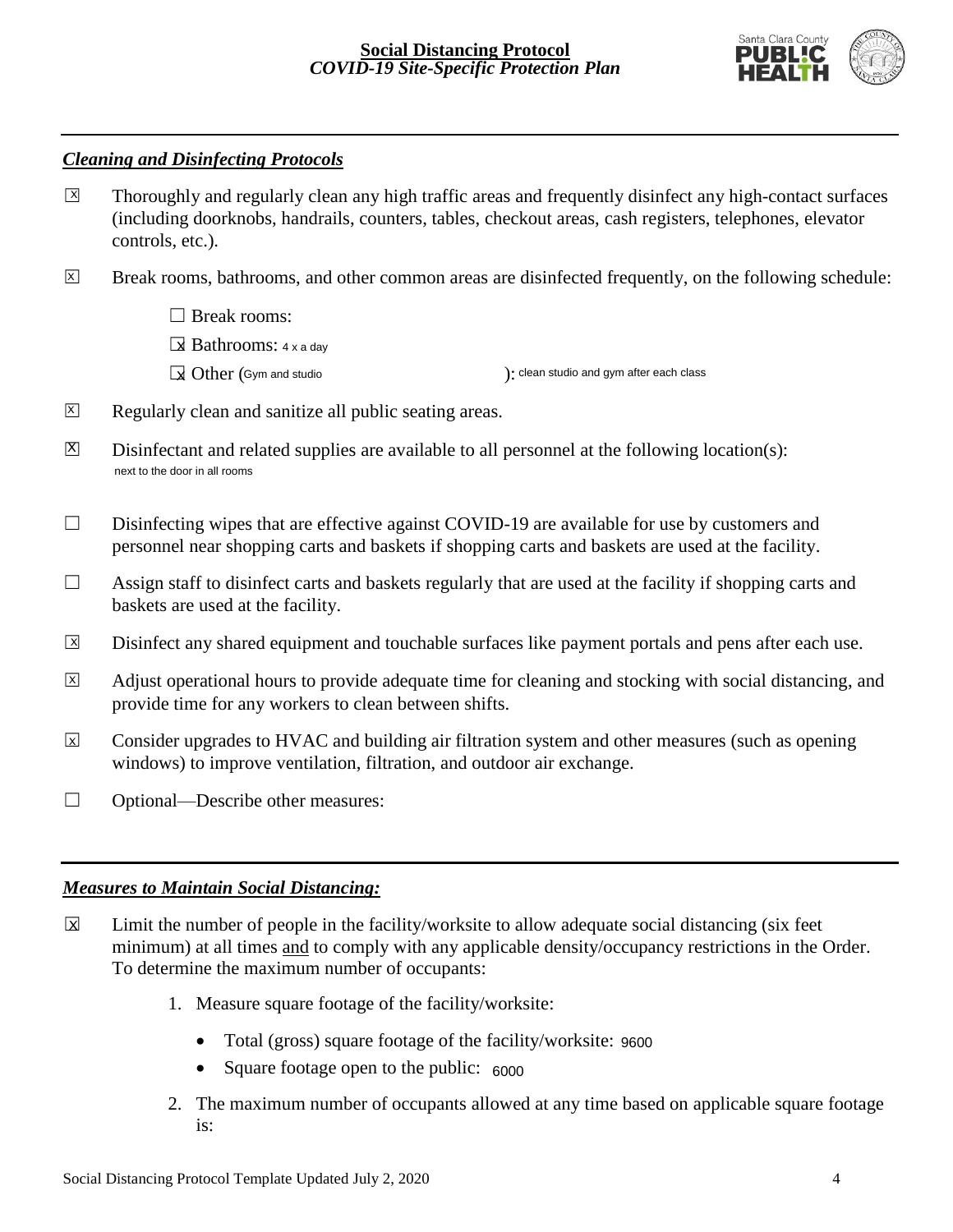## *Cleaning and Disinfecting Protocols*

☒ Thoroughly and regularly clean any high traffic areas and frequently disinfect any high-contact surfaces (including doorknobs, handrails, counters, tables, checkout areas, cash registers, telephones, elevator controls, etc.).

☒ Break rooms, bathrooms, and other common areas are disinfected frequently, on the following schedule:

- ☐ Break rooms:
- ☒ Bathrooms: 4 x a day
- ☒ Other (Gym and studio ): clean studio and gym after each class

☒ Regularly clean and sanitize all public seating areas.

☒ Disinfectant and related supplies are available to all personnel at the following location(s): next to the door in all rooms

☐ Disinfecting wipes that are effective against COVID-19 are available for use by customers and personnel near shopping carts and baskets if shopping carts and baskets are used at the facility.

☐ Assign staff to disinfect carts and baskets regularly that are used at the facility if shopping carts and baskets are used at the facility.

☒ Disinfect any shared equipment and touchable surfaces like payment portals and pens after each use.

☒ Adjust operational hours to provide adequate time for cleaning and stocking with social distancing, and provide time for any workers to clean between shifts.

☒ Consider upgrades to HVAC and building air filtration system and other measures (such as opening windows) to improve ventilation, filtration, and outdoor air exchange.

☐ Optional—Describe other measures:

## *Measures to Maintain Social Distancing:*

☒ Limit the number of people in the facility/worksite to allow adequate social distancing (six feet minimum) at all times and to comply with any applicable density/occupancy restrictions in the Order. To determine the maximum number of occupants:

1. Measure square footage of the facility/worksite:
   - Total (gross) square footage of the facility/worksite: 9600
   - Square footage open to the public: 6000
2. The maximum number of occupants allowed at any time based on applicable square footage is: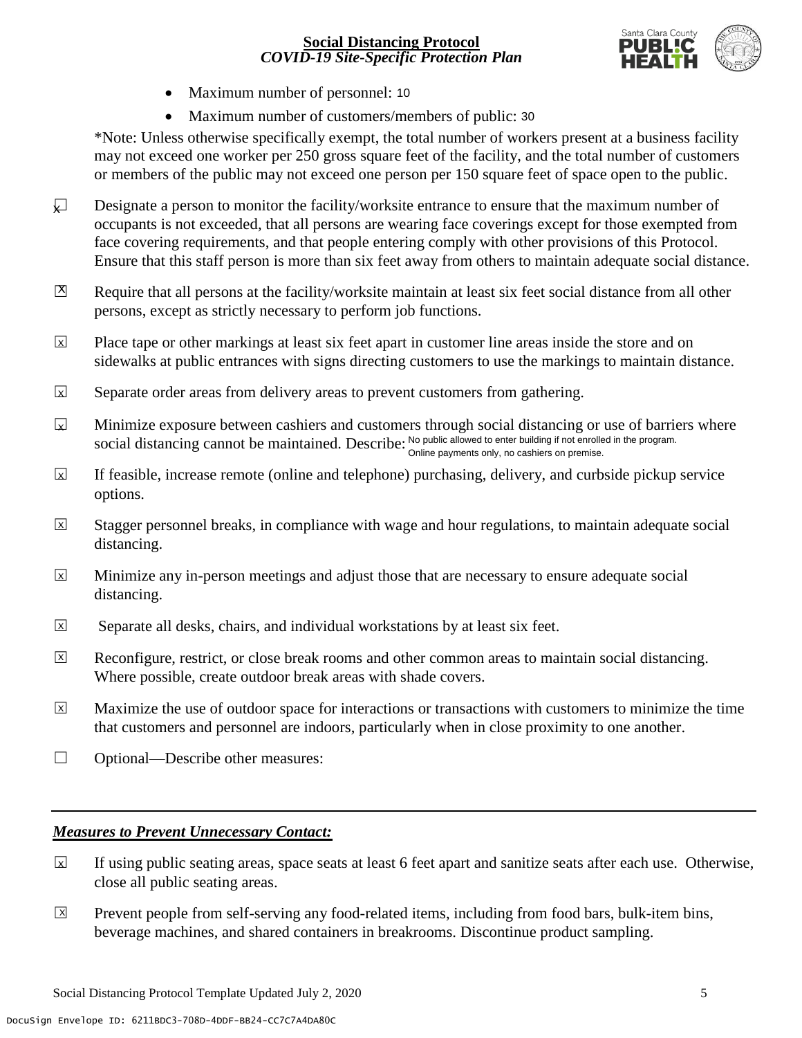- Maximum number of personnel: 10
- Maximum number of customers/members of public: 30

*Note: Unless otherwise specifically exempt, the total number of workers present at a business facility may not exceed one worker per 250 gross square feet of the facility, and the total number of customers or members of the public may not exceed one person per 150 square feet of space open to the public.

☒ Designate a person to monitor the facility/worksite entrance to ensure that the maximum number of occupants is not exceeded, that all persons are wearing face coverings except for those exempted from face covering requirements, and that people entering comply with other provisions of this Protocol. Ensure that this staff person is more than six feet away from others to maintain adequate social distance.

☒ Require that all persons at the facility/worksite maintain at least six feet social distance from all other persons, except as strictly necessary to perform job functions.

☒ Place tape or other markings at least six feet apart in customer line areas inside the store and on sidewalks at public entrances with signs directing customers to use the markings to maintain distance.

☒ Separate order areas from delivery areas to prevent customers from gathering.

☒ Minimize exposure between cashiers and customers through social distancing or use of barriers where social distancing cannot be maintained. Describe: No public allowed to enter building if not enrolled in the program. Online payments only, no cashiers on premise.

☒ If feasible, increase remote (online and telephone) purchasing, delivery, and curbside pickup service options.

☒ Stagger personnel breaks, in compliance with wage and hour regulations, to maintain adequate social distancing.

☒ Minimize any in-person meetings and adjust those that are necessary to ensure adequate social distancing.

☒ Separate all desks, chairs, and individual workstations by at least six feet.

☒ Reconfigure, restrict, or close break rooms and other common areas to maintain social distancing. Where possible, create outdoor break areas with shade covers.

☒ Maximize the use of outdoor space for interactions or transactions with customers to minimize the time that customers and personnel are indoors, particularly when in close proximity to one another.

☐ Optional—Describe other measures:

---

***Measures to Prevent Unnecessary Contact:***

☒ If using public seating areas, space seats at least 6 feet apart and sanitize seats after each use. Otherwise, close all public seating areas.

☒ Prevent people from self-serving any food-related items, including from food bars, bulk-item bins, beverage machines, and shared containers in breakrooms. Discontinue product sampling.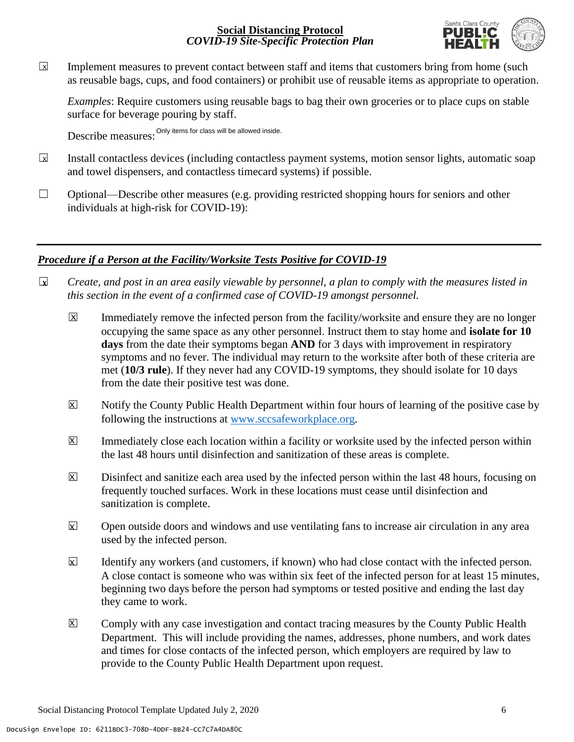☒ Implement measures to prevent contact between staff and items that customers bring from home (such as reusable bags, cups, and food containers) or prohibit use of reusable items as appropriate to operation.

*Examples*: Require customers using reusable bags to bag their own groceries or to place cups on stable surface for beverage pouring by staff.

Describe measures: Only items for class will be allowed inside.

☒ Install contactless devices (including contactless payment systems, motion sensor lights, automatic soap and towel dispensers, and contactless timecard systems) if possible.

☐ Optional—Describe other measures (e.g. providing restricted shopping hours for seniors and other individuals at high-risk for COVID-19):

---

## *Procedure if a Person at the Facility/Worksite Tests Positive for COVID-19*

☒ *Create, and post in an area easily viewable by personnel, a plan to comply with the measures listed in this section in the event of a confirmed case of COVID-19 amongst personnel.*

- ☒ Immediately remove the infected person from the facility/worksite and ensure they are no longer occupying the same space as any other personnel. Instruct them to stay home and **isolate for 10 days** from the date their symptoms began **AND** for 3 days with improvement in respiratory symptoms and no fever. The individual may return to the worksite after both of these criteria are met (**10/3 rule**). If they never had any COVID-19 symptoms, they should isolate for 10 days from the date their positive test was done.

- ☒ Notify the County Public Health Department within four hours of learning of the positive case by following the instructions at [www.sccsafeworkplace.org](http://www.sccsafeworkplace.org).

- ☒ Immediately close each location within a facility or worksite used by the infected person within the last 48 hours until disinfection and sanitization of these areas is complete.

- ☒ Disinfect and sanitize each area used by the infected person within the last 48 hours, focusing on frequently touched surfaces. Work in these locations must cease until disinfection and sanitization is complete.

- ☒ Open outside doors and windows and use ventilating fans to increase air circulation in any area used by the infected person.

- ☒ Identify any workers (and customers, if known) who had close contact with the infected person. A close contact is someone who was within six feet of the infected person for at least 15 minutes, beginning two days before the person had symptoms or tested positive and ending the last day they came to work.

- ☒ Comply with any case investigation and contact tracing measures by the County Public Health Department. This will include providing the names, addresses, phone numbers, and work dates and times for close contacts of the infected person, which employers are required by law to provide to the County Public Health Department upon request.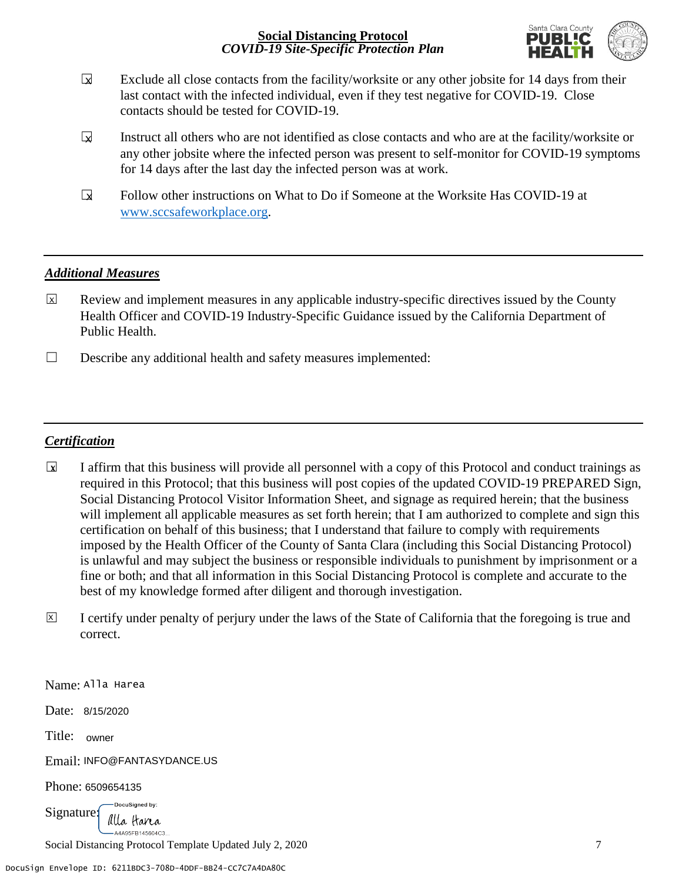- ☒ Exclude all close contacts from the facility/worksite or any other jobsite for 14 days from their last contact with the infected individual, even if they test negative for COVID-19. Close contacts should be tested for COVID-19.

- ☒ Instruct all others who are not identified as close contacts and who are at the facility/worksite or any other jobsite where the infected person was present to self-monitor for COVID-19 symptoms for 14 days after the last day the infected person was at work.

- ☒ Follow other instructions on What to Do if Someone at the Worksite Has COVID-19 at www.sccsafeworkplace.org.

---

***Additional Measures***

- ☒ Review and implement measures in any applicable industry-specific directives issued by the County Health Officer and COVID-19 Industry-Specific Guidance issued by the California Department of Public Health.

- ☐ Describe any additional health and safety measures implemented:

---

***Certification***

- ☒ I affirm that this business will provide all personnel with a copy of this Protocol and conduct trainings as required in this Protocol; that this business will post copies of the updated COVID-19 PREPARED Sign, Social Distancing Protocol Visitor Information Sheet, and signage as required herein; that the business will implement all applicable measures as set forth herein; that I am authorized to complete and sign this certification on behalf of this business; that I understand that failure to comply with requirements imposed by the Health Officer of the County of Santa Clara (including this Social Distancing Protocol) is unlawful and may subject the business or responsible individuals to punishment by imprisonment or a fine or both; and that all information in this Social Distancing Protocol is complete and accurate to the best of my knowledge formed after diligent and thorough investigation.

- ☒ I certify under penalty of perjury under the laws of the State of California that the foregoing is true and correct.

Name: Alla Harea

Date: 8/15/2020

Title: owner

Email: INFO@FANTASYDANCE.US

Phone: 6509654135

Signature: DocuSigned by: Alla Harea A4A95FB145604C3...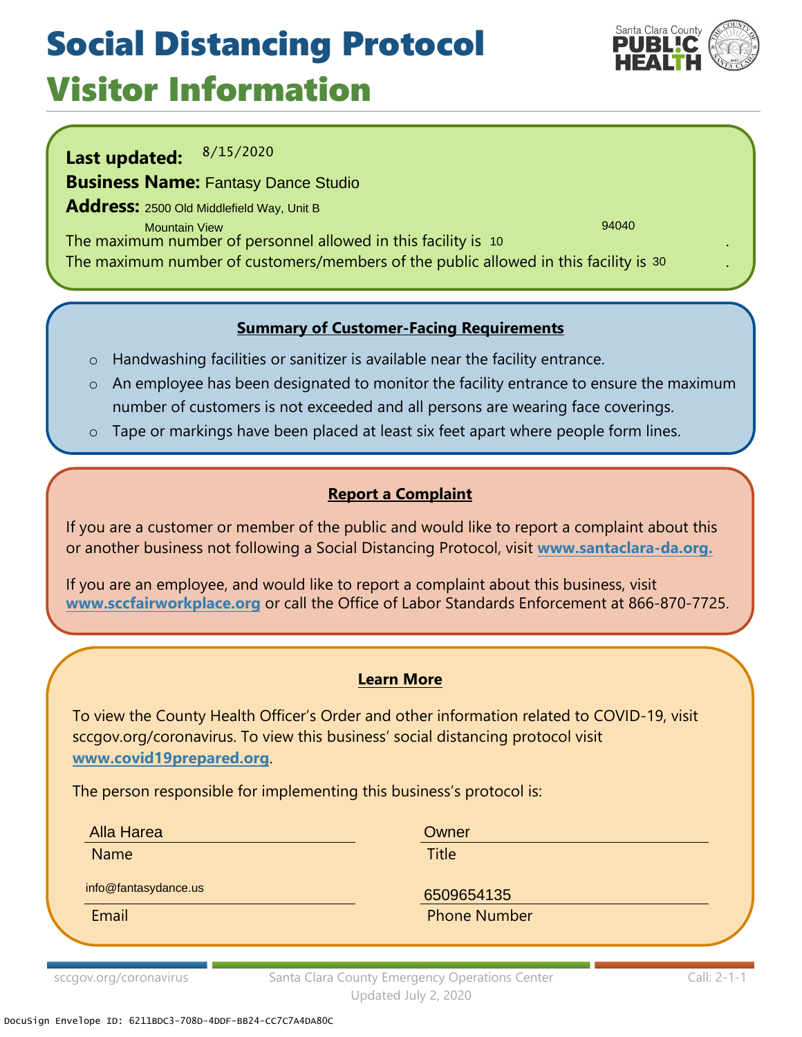# Social Distancing Protocol
## Visitor Information

**Last updated:** 8/15/2020

**Business Name:** Fantasy Dance Studio

**Address:** 2500 Old Middlefield Way, Unit B
Mountain View 94040

The maximum number of personnel allowed in this facility is 10.

The maximum number of customers/members of the public allowed in this facility is 30.

### Summary of Customer-Facing Requirements

- Handwashing facilities or sanitizer is available near the facility entrance.
- An employee has been designated to monitor the facility entrance to ensure the maximum number of customers is not exceeded and all persons are wearing face coverings.
- Tape or markings have been placed at least six feet apart where people form lines.

### Report a Complaint

If you are a customer or member of the public and would like to report a complaint about this or another business not following a Social Distancing Protocol, visit **www.santaclara-da.org.**

If you are an employee, and would like to report a complaint about this business, visit **www.sccfairworkplace.org** or call the Office of Labor Standards Enforcement at 866-870-7725.

### Learn More

To view the County Health Officer's Order and other information related to COVID-19, visit sccgov.org/coronavirus. To view this business' social distancing protocol visit **www.covid19prepared.org**.

The person responsible for implementing this business's protocol is:

| | |
|---|---|
| Alla Harea | Owner |
| Name | Title |
| info@fantasydance.us | 6509654135 |
| Email | Phone Number |

sccgov.org/coronavirus — Santa Clara County Emergency Operations Center — Call: 2-1-1
Updated July 2, 2020

DocuSign Envelope ID: 6211BDC3-708D-4DDF-BB24-CC7C7A4DA80C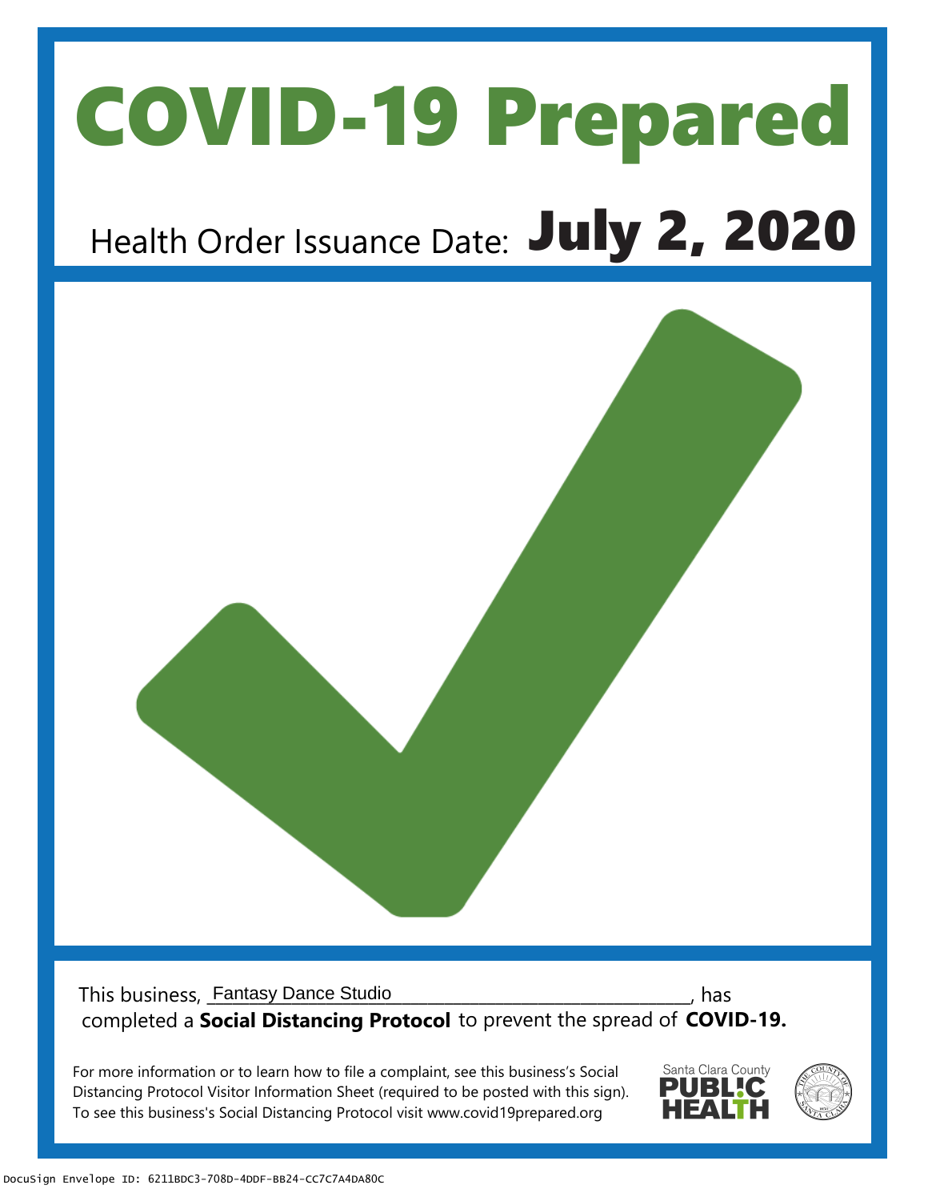# COVID-19 Prepared

Health Order Issuance Date: **July 2, 2020**

This business, Fantasy Dance Studio, has completed a **Social Distancing Protocol** to prevent the spread of **COVID-19.**

For more information or to learn how to file a complaint, see this business's Social Distancing Protocol Visitor Information Sheet (required to be posted with this sign). To see this business's Social Distancing Protocol visit www.covid19prepared.org

Santa Clara County PUBLIC HEALTH

DocuSign Envelope ID: 6211BDC3-708D-4DDF-BB24-CC7C7A4DA80C